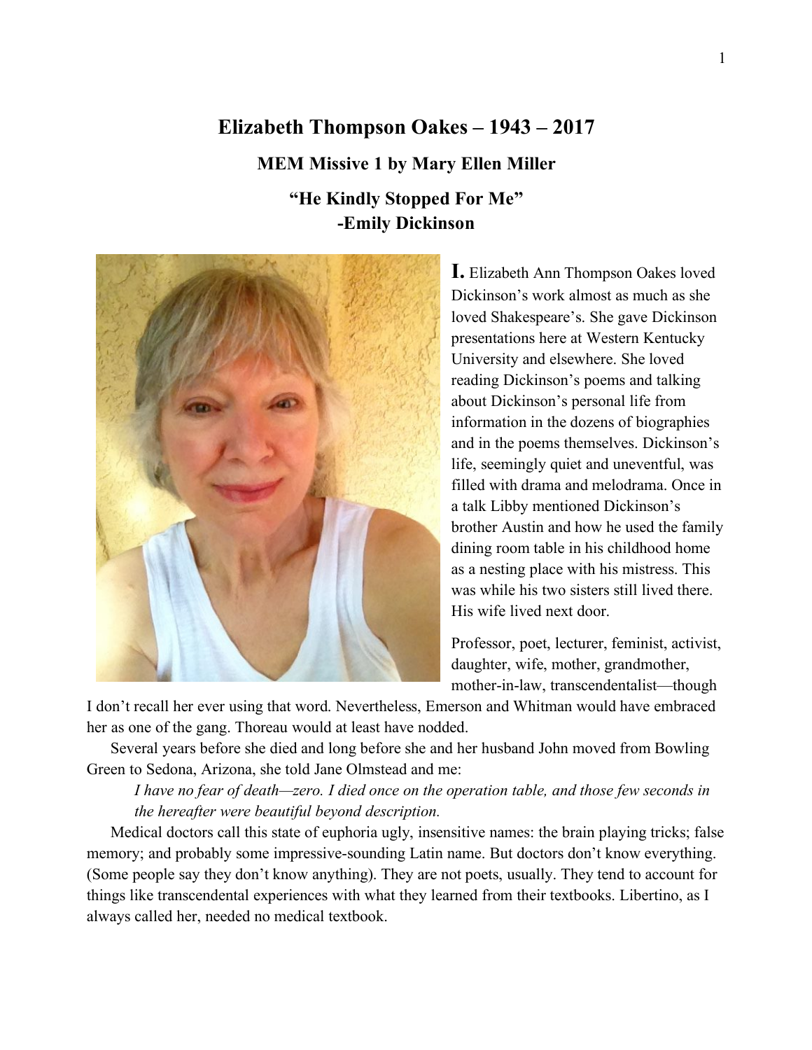# Elizabeth Thompson Oakes – 1943 – 2017

### MEM Missive 1 by Mary Ellen Miller

### "He Kindly Stopped For Me"
### -Emily Dickinson

**I.** Elizabeth Ann Thompson Oakes loved Dickinson's work almost as much as she loved Shakespeare's. She gave Dickinson presentations here at Western Kentucky University and elsewhere. She loved reading Dickinson's poems and talking about Dickinson's personal life from information in the dozens of biographies and in the poems themselves. Dickinson's life, seemingly quiet and uneventful, was filled with drama and melodrama. Once in a talk Libby mentioned Dickinson's brother Austin and how he used the family dining room table in his childhood home as a nesting place with his mistress. This was while his two sisters still lived there. His wife lived next door.

Professor, poet, lecturer, feminist, activist, daughter, wife, mother, grandmother, mother-in-law, transcendentalist—though I don't recall her ever using that word. Nevertheless, Emerson and Whitman would have embraced her as one of the gang. Thoreau would at least have nodded.

Several years before she died and long before she and her husband John moved from Bowling Green to Sedona, Arizona, she told Jane Olmstead and me:

> *I have no fear of death—zero. I died once on the operation table, and those few seconds in the hereafter were beautiful beyond description.*

Medical doctors call this state of euphoria ugly, insensitive names: the brain playing tricks; false memory; and probably some impressive-sounding Latin name. But doctors don't know everything. (Some people say they don't know anything). They are not poets, usually. They tend to account for things like transcendental experiences with what they learned from their textbooks. Libertino, as I always called her, needed no medical textbook.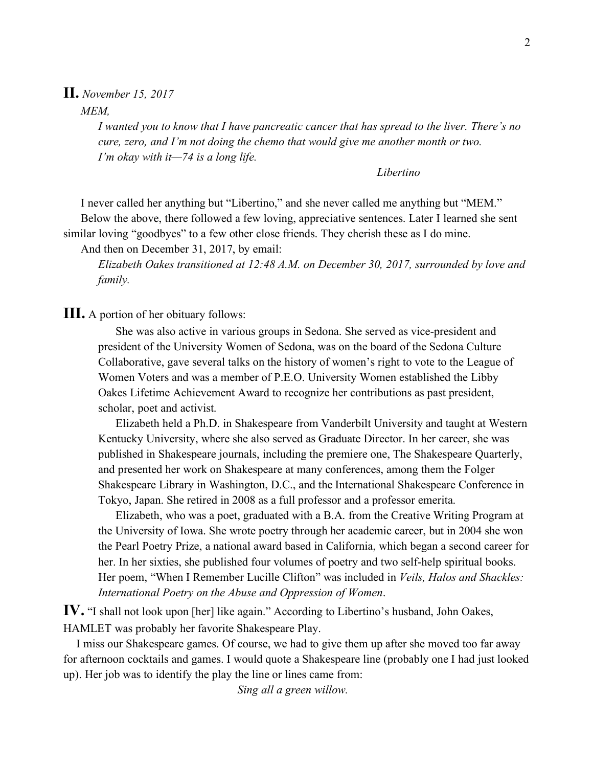**II.** *November 15, 2017*

*MEM,*

> *I wanted you to know that I have pancreatic cancer that has spread to the liver. There's no cure, zero, and I'm not doing the chemo that would give me another month or two. I'm okay with it—74 is a long life.*
>
> *Libertino*

I never called her anything but "Libertino," and she never called me anything but "MEM."

Below the above, there followed a few loving, appreciative sentences. Later I learned she sent similar loving "goodbyes" to a few other close friends. They cherish these as I do mine.

And then on December 31, 2017, by email:

> *Elizabeth Oakes transitioned at 12:48 A.M. on December 30, 2017, surrounded by love and family.*

**III.** A portion of her obituary follows:

> She was also active in various groups in Sedona. She served as vice-president and president of the University Women of Sedona, was on the board of the Sedona Culture Collaborative, gave several talks on the history of women's right to vote to the League of Women Voters and was a member of P.E.O. University Women established the Libby Oakes Lifetime Achievement Award to recognize her contributions as past president, scholar, poet and activist.
>
> Elizabeth held a Ph.D. in Shakespeare from Vanderbilt University and taught at Western Kentucky University, where she also served as Graduate Director. In her career, she was published in Shakespeare journals, including the premiere one, The Shakespeare Quarterly, and presented her work on Shakespeare at many conferences, among them the Folger Shakespeare Library in Washington, D.C., and the International Shakespeare Conference in Tokyo, Japan. She retired in 2008 as a full professor and a professor emerita.
>
> Elizabeth, who was a poet, graduated with a B.A. from the Creative Writing Program at the University of Iowa. She wrote poetry through her academic career, but in 2004 she won the Pearl Poetry Prize, a national award based in California, which began a second career for her. In her sixties, she published four volumes of poetry and two self-help spiritual books. Her poem, "When I Remember Lucille Clifton" was included in *Veils, Halos and Shackles: International Poetry on the Abuse and Oppression of Women*.

**IV.** "I shall not look upon [her] like again." According to Libertino's husband, John Oakes, HAMLET was probably her favorite Shakespeare Play.

I miss our Shakespeare games. Of course, we had to give them up after she moved too far away for afternoon cocktails and games. I would quote a Shakespeare line (probably one I had just looked up). Her job was to identify the play the line or lines came from:

*Sing all a green willow.*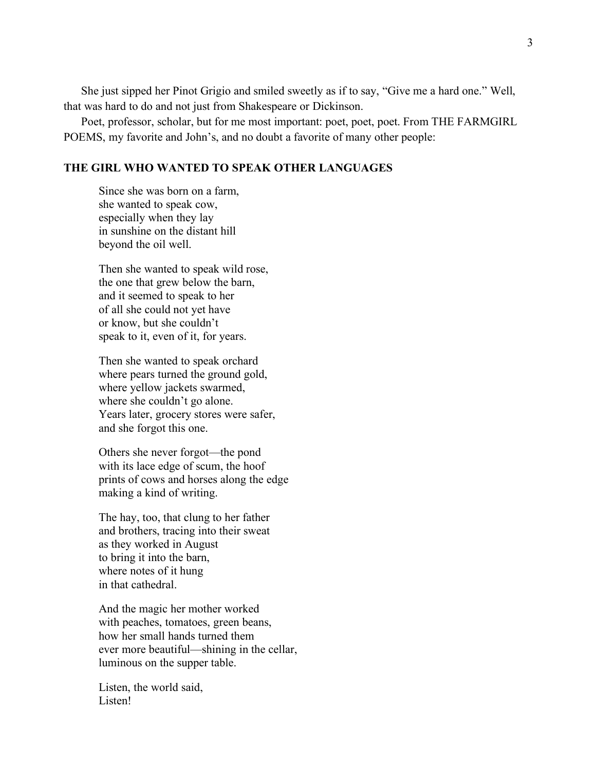She just sipped her Pinot Grigio and smiled sweetly as if to say, "Give me a hard one." Well, that was hard to do and not just from Shakespeare or Dickinson.

Poet, professor, scholar, but for me most important: poet, poet, poet. From THE FARMGIRL POEMS, my favorite and John's, and no doubt a favorite of many other people:

**THE GIRL WHO WANTED TO SPEAK OTHER LANGUAGES**

Since she was born on a farm,  
she wanted to speak cow,  
especially when they lay  
in sunshine on the distant hill  
beyond the oil well.

Then she wanted to speak wild rose,  
the one that grew below the barn,  
and it seemed to speak to her  
of all she could not yet have  
or know, but she couldn't  
speak to it, even of it, for years.

Then she wanted to speak orchard  
where pears turned the ground gold,  
where yellow jackets swarmed,  
where she couldn't go alone.  
Years later, grocery stores were safer,  
and she forgot this one.

Others she never forgot—the pond  
with its lace edge of scum, the hoof  
prints of cows and horses along the edge  
making a kind of writing.

The hay, too, that clung to her father  
and brothers, tracing into their sweat  
as they worked in August  
to bring it into the barn,  
where notes of it hung  
in that cathedral.

And the magic her mother worked  
with peaches, tomatoes, green beans,  
how her small hands turned them  
ever more beautiful—shining in the cellar,  
luminous on the supper table.

Listen, the world said,  
Listen!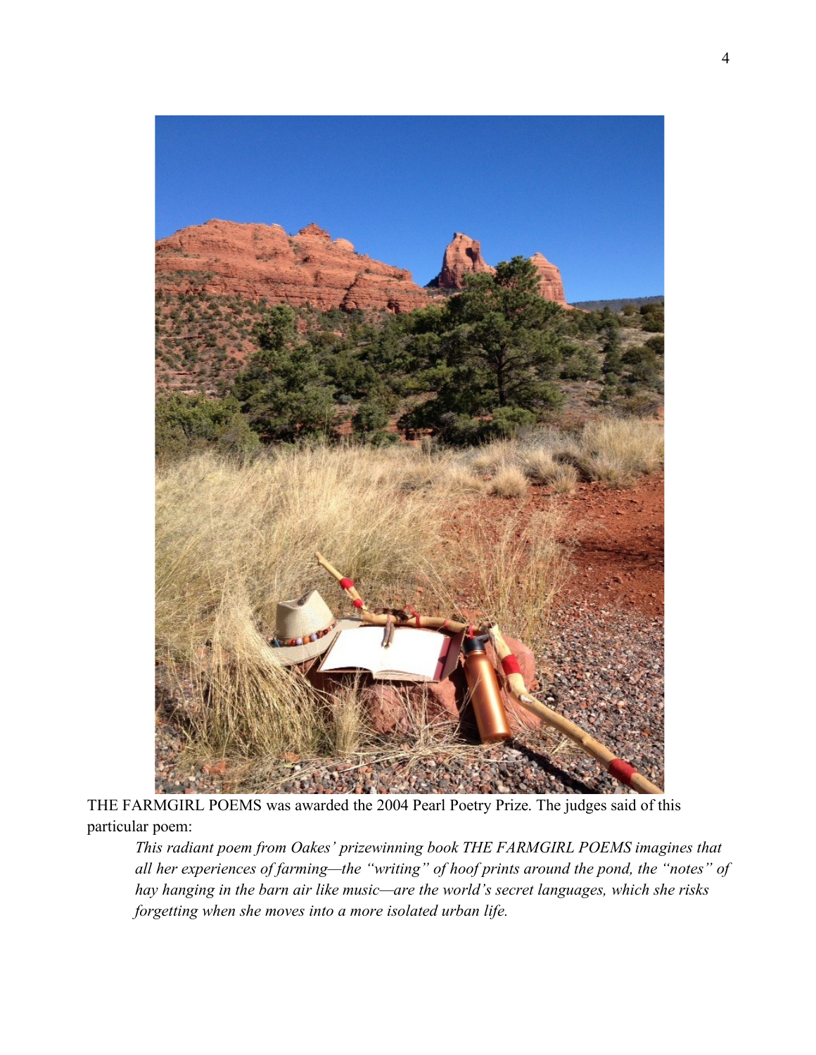THE FARMGIRL POEMS was awarded the 2004 Pearl Poetry Prize. The judges said of this particular poem:

> *This radiant poem from Oakes' prizewinning book THE FARMGIRL POEMS imagines that all her experiences of farming—the "writing" of hoof prints around the pond, the "notes" of hay hanging in the barn air like music—are the world's secret languages, which she risks forgetting when she moves into a more isolated urban life.*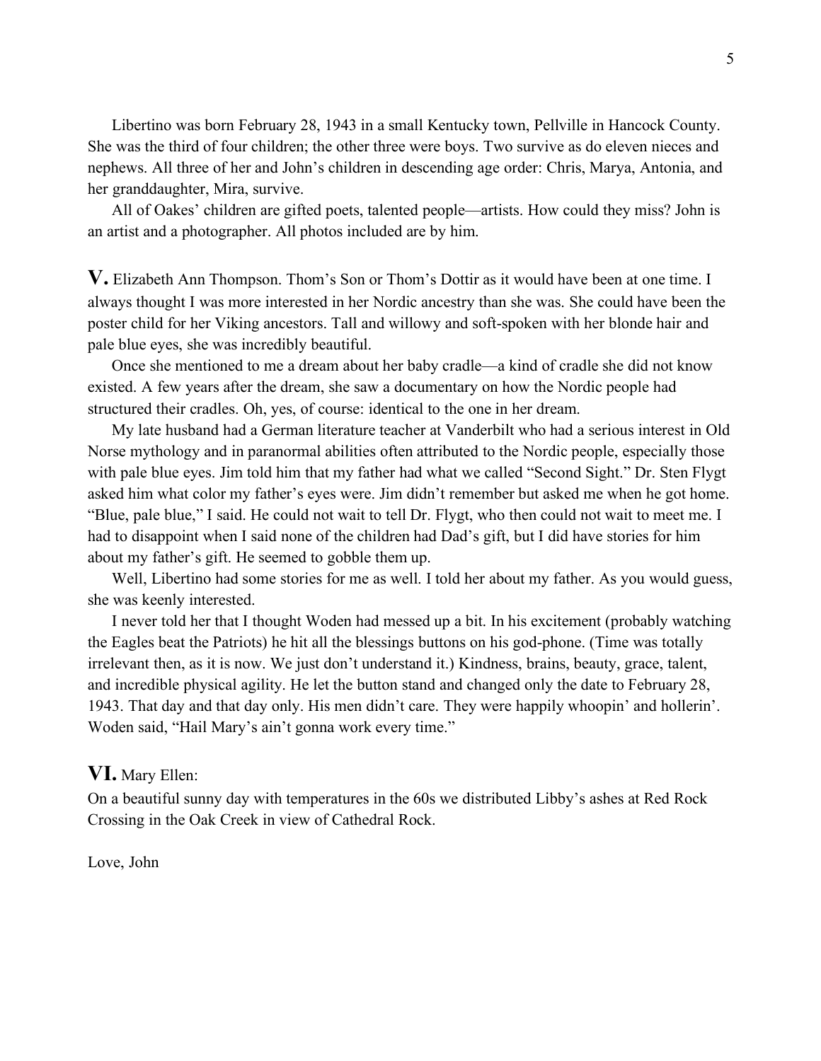Libertino was born February 28, 1943 in a small Kentucky town, Pellville in Hancock County. She was the third of four children; the other three were boys. Two survive as do eleven nieces and nephews. All three of her and John's children in descending age order: Chris, Marya, Antonia, and her granddaughter, Mira, survive.

All of Oakes' children are gifted poets, talented people—artists. How could they miss? John is an artist and a photographer. All photos included are by him.

**V.** Elizabeth Ann Thompson. Thom's Son or Thom's Dottir as it would have been at one time. I always thought I was more interested in her Nordic ancestry than she was. She could have been the poster child for her Viking ancestors. Tall and willowy and soft-spoken with her blonde hair and pale blue eyes, she was incredibly beautiful.

Once she mentioned to me a dream about her baby cradle—a kind of cradle she did not know existed. A few years after the dream, she saw a documentary on how the Nordic people had structured their cradles. Oh, yes, of course: identical to the one in her dream.

My late husband had a German literature teacher at Vanderbilt who had a serious interest in Old Norse mythology and in paranormal abilities often attributed to the Nordic people, especially those with pale blue eyes. Jim told him that my father had what we called "Second Sight." Dr. Sten Flygt asked him what color my father's eyes were. Jim didn't remember but asked me when he got home. "Blue, pale blue," I said. He could not wait to tell Dr. Flygt, who then could not wait to meet me. I had to disappoint when I said none of the children had Dad's gift, but I did have stories for him about my father's gift. He seemed to gobble them up.

Well, Libertino had some stories for me as well. I told her about my father. As you would guess, she was keenly interested.

I never told her that I thought Woden had messed up a bit. In his excitement (probably watching the Eagles beat the Patriots) he hit all the blessings buttons on his god-phone. (Time was totally irrelevant then, as it is now. We just don't understand it.) Kindness, brains, beauty, grace, talent, and incredible physical agility. He let the button stand and changed only the date to February 28, 1943. That day and that day only. His men didn't care. They were happily whoopin' and hollerin'. Woden said, "Hail Mary's ain't gonna work every time."

**VI.** Mary Ellen:

On a beautiful sunny day with temperatures in the 60s we distributed Libby's ashes at Red Rock Crossing in the Oak Creek in view of Cathedral Rock.

Love, John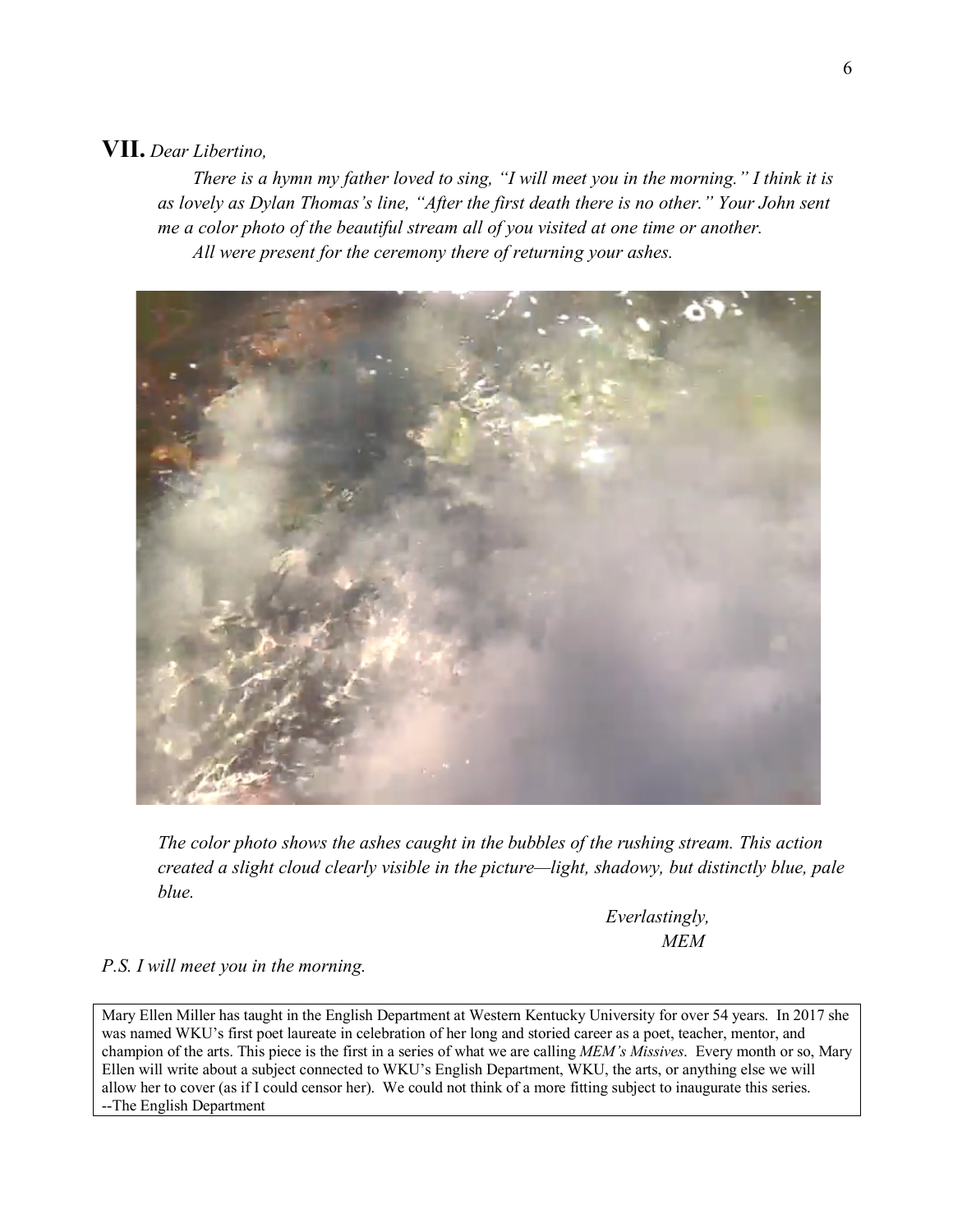**VII.** *Dear Libertino,*

*There is a hymn my father loved to sing, "I will meet you in the morning." I think it is as lovely as Dylan Thomas's line, "After the first death there is no other." Your John sent me a color photo of the beautiful stream all of you visited at one time or another.*

*All were present for the ceremony there of returning your ashes.*

*The color photo shows the ashes caught in the bubbles of the rushing stream. This action created a slight cloud clearly visible in the picture—light, shadowy, but distinctly blue, pale blue.*

*Everlastingly,*
*MEM*

*P.S. I will meet you in the morning.*

Mary Ellen Miller has taught in the English Department at Western Kentucky University for over 54 years. In 2017 she was named WKU's first poet laureate in celebration of her long and storied career as a poet, teacher, mentor, and champion of the arts. This piece is the first in a series of what we are calling *MEM's Missives*. Every month or so, Mary Ellen will write about a subject connected to WKU's English Department, WKU, the arts, or anything else we will allow her to cover (as if I could censor her). We could not think of a more fitting subject to inaugurate this series.
--The English Department